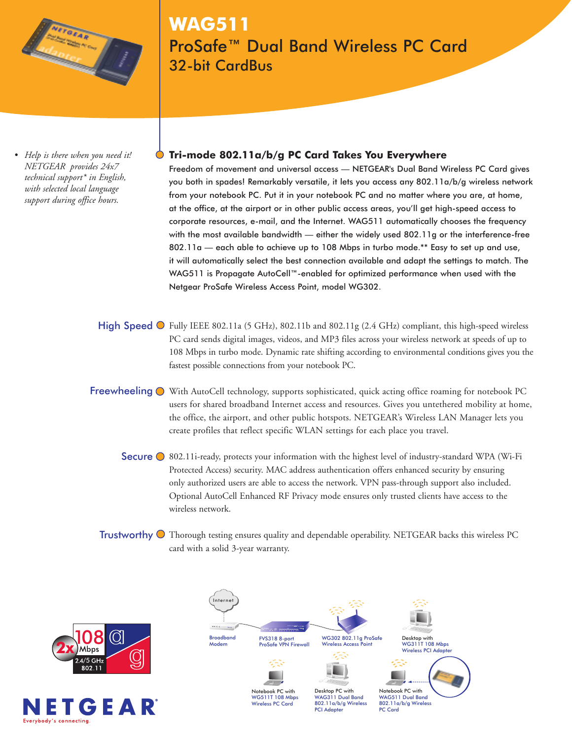# WAG511

## ProSafe™ Dual Band Wireless PC Card

### 32-bit CardBus

- *Help is there when you need it! NETGEAR provides 24x7 technical support* in English, with selected local language support during office hours.*

### Tri-mode 802.11a/b/g PC Card Takes You Everywhere

Freedom of movement and universal access — NETGEAR's Dual Band Wireless PC Card gives you both in spades! Remarkably versatile, it lets you access any 802.11a/b/g wireless network from your notebook PC. Put it in your notebook PC and no matter where you are, at home, at the office, at the airport or in other public access areas, you'll get high-speed access to corporate resources, e-mail, and the Internet. WAG511 automatically chooses the frequency with the most available bandwidth — either the widely used 802.11g or the interference-free 802.11a — each able to achieve up to 108 Mbps in turbo mode.** Easy to set up and use, it will automatically select the best connection available and adapt the settings to match. The WAG511 is Propagate AutoCell™-enabled for optimized performance when used with the Netgear ProSafe Wireless Access Point, model WG302.

**High Speed** — Fully IEEE 802.11a (5 GHz), 802.11b and 802.11g (2.4 GHz) compliant, this high-speed wireless PC card sends digital images, videos, and MP3 files across your wireless network at speeds of up to 108 Mbps in turbo mode. Dynamic rate shifting according to environmental conditions gives you the fastest possible connections from your notebook PC.

**Freewheeling** — With AutoCell technology, supports sophisticated, quick acting office roaming for notebook PC users for shared broadband Internet access and resources. Gives you untethered mobility at home, the office, the airport, and other public hotspots. NETGEAR's Wireless LAN Manager lets you create profiles that reflect specific WLAN settings for each place you travel.

**Secure** — 802.11i-ready, protects your information with the highest level of industry-standard WPA (Wi-Fi Protected Access) security. MAC address authentication offers enhanced security by ensuring only authorized users are able to access the network. VPN pass-through support also included. Optional AutoCell Enhanced RF Privacy mode ensures only trusted clients have access to the wireless network.

**Trustworthy** — Thorough testing ensures quality and dependable operability. NETGEAR backs this wireless PC card with a solid 3-year warranty.

Internet

Broadband Modem

FVS318 8-port ProSafe VPN Firewall

WG302 802.11g ProSafe Wireless Access Point

Desktop with WG311T 108 Mbps Wireless PCI Adapter

Notebook PC with WG511T 108 Mbps Wireless PC Card

Desktop PC with WAG311 Dual Band 802.11a/b/g Wireless PCI Adapter

Notebook PC with WAG511 Dual Band 802.11a/b/g Wireless PC Card

2x 108 Mbps 2.4/5 GHz 802.11 a g

NETGEAR
Everybody's connecting.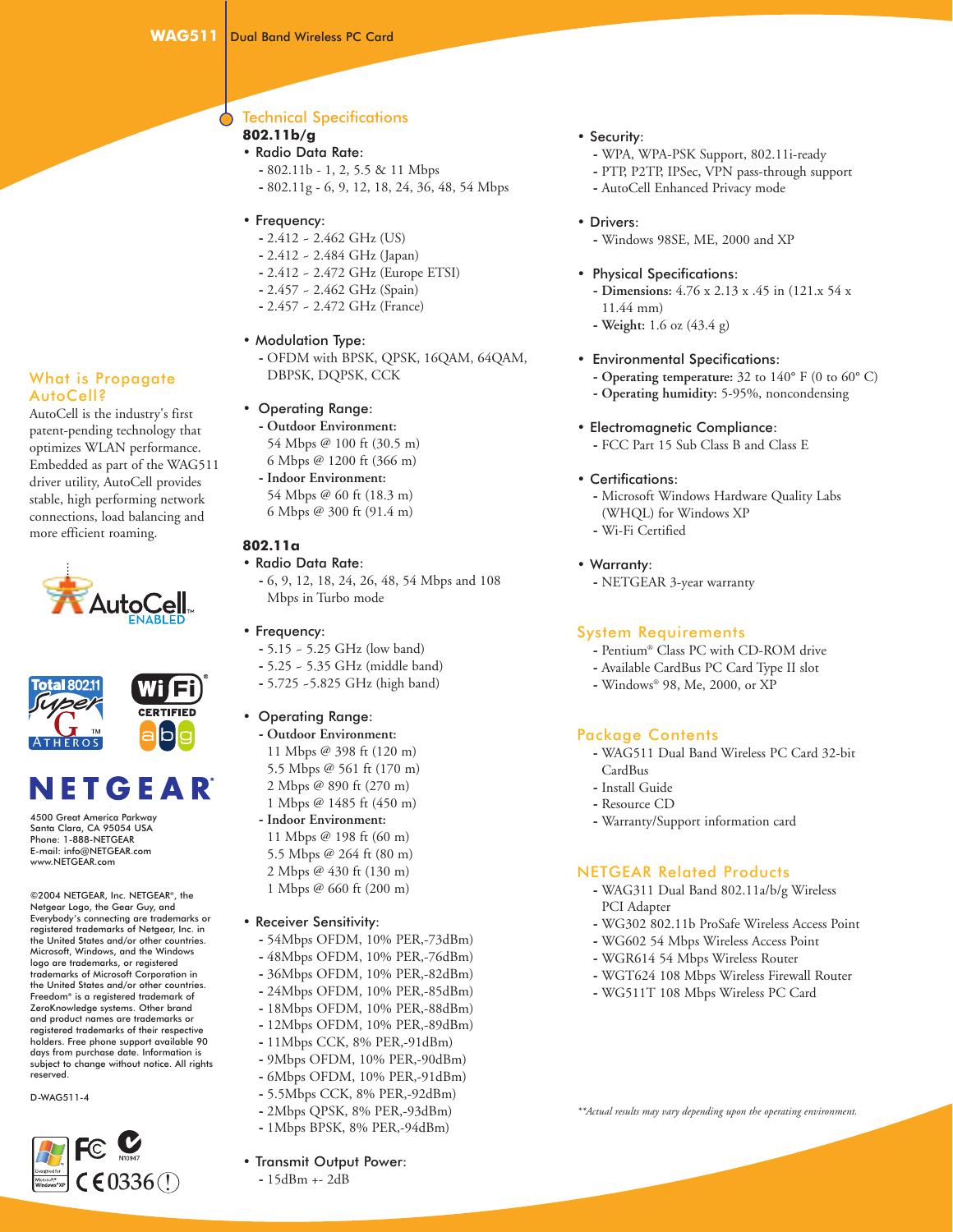WAG511 Dual Band Wireless PC Card

## Technical Specifications

### 802.11b/g

- Radio Data Rate:
  - 802.11b - 1, 2, 5.5 & 11 Mbps
  - 802.11g - 6, 9, 12, 18, 24, 36, 48, 54 Mbps
- Frequency:
  - 2.412 ~ 2.462 GHz (US)
  - 2.412 ~ 2.484 GHz (Japan)
  - 2.412 ~ 2.472 GHz (Europe ETSI)
  - 2.457 ~ 2.462 GHz (Spain)
  - 2.457 ~ 2.472 GHz (France)
- Modulation Type:
  - OFDM with BPSK, QPSK, 16QAM, 64QAM, DBPSK, DQPSK, CCK
- Operating Range:
  - **Outdoor Environment:**
    54 Mbps @ 100 ft (30.5 m)
    6 Mbps @ 1200 ft (366 m)
  - **Indoor Environment:**
    54 Mbps @ 60 ft (18.3 m)
    6 Mbps @ 300 ft (91.4 m)

### 802.11a

- Radio Data Rate:
  - 6, 9, 12, 18, 24, 26, 48, 54 Mbps and 108 Mbps in Turbo mode
- Frequency:
  - 5.15 ~ 5.25 GHz (low band)
  - 5.25 ~ 5.35 GHz (middle band)
  - 5.725 ~5.825 GHz (high band)
- Operating Range:
  - **Outdoor Environment:**
    11 Mbps @ 398 ft (120 m)
    5.5 Mbps @ 561 ft (170 m)
    2 Mbps @ 890 ft (270 m)
    1 Mbps @ 1485 ft (450 m)
  - **Indoor Environment:**
    11 Mbps @ 198 ft (60 m)
    5.5 Mbps @ 264 ft (80 m)
    2 Mbps @ 430 ft (130 m)
    1 Mbps @ 660 ft (200 m)
- Receiver Sensitivity:
  - 54Mbps OFDM, 10% PER,-73dBm)
  - 48Mbps OFDM, 10% PER,-76dBm)
  - 36Mbps OFDM, 10% PER,-82dBm)
  - 24Mbps OFDM, 10% PER,-85dBm)
  - 18Mbps OFDM, 10% PER,-88dBm)
  - 12Mbps OFDM, 10% PER,-89dBm)
  - 11Mbps CCK, 8% PER,-91dBm)
  - 9Mbps OFDM, 10% PER,-90dBm)
  - 6Mbps OFDM, 10% PER,-91dBm)
  - 5.5Mbps CCK, 8% PER,-92dBm)
  - 2Mbps QPSK, 8% PER,-93dBm)
  - 1Mbps BPSK, 8% PER,-94dBm)
- Transmit Output Power:
  - 15dBm +- 2dB
- Security:
  - WPA, WPA-PSK Support, 802.11i-ready
  - PTP, P2TP, IPSec, VPN pass-through support
  - AutoCell Enhanced Privacy mode
- Drivers:
  - Windows 98SE, ME, 2000 and XP
- Physical Specifications:
  - **Dimensions:** 4.76 x 2.13 x .45 in (121.x 54 x 11.44 mm)
  - **Weight:** 1.6 oz (43.4 g)
- Environmental Specifications:
  - **Operating temperature:** 32 to 140° F (0 to 60° C)
  - **Operating humidity:** 5-95%, noncondensing
- Electromagnetic Compliance:
  - FCC Part 15 Sub Class B and Class E
- Certifications:
  - Microsoft Windows Hardware Quality Labs (WHQL) for Windows XP
  - Wi-Fi Certified
- Warranty:
  - NETGEAR 3-year warranty

## System Requirements

- Pentium® Class PC with CD-ROM drive
- Available CardBus PC Card Type II slot
- Windows® 98, Me, 2000, or XP

## Package Contents

- WAG511 Dual Band Wireless PC Card 32-bit CardBus
- Install Guide
- Resource CD
- Warranty/Support information card

## NETGEAR Related Products

- WAG311 Dual Band 802.11a/b/g Wireless PCI Adapter
- WG302 802.11b ProSafe Wireless Access Point
- WG602 54 Mbps Wireless Access Point
- WGR614 54 Mbps Wireless Router
- WGT624 108 Mbps Wireless Firewall Router
- WG511T 108 Mbps Wireless PC Card

*\*\*Actual results may vary depending upon the operating environment.*

## What is Propagate AutoCell?

AutoCell is the industry's first patent-pending technology that optimizes WLAN performance. Embedded as part of the WAG511 driver utility, AutoCell provides stable, high performing network connections, load balancing and more efficient roaming.

AutoCell ENABLED

Total 802.11 Super G ATHEROS

Wi Fi CERTIFIED a b g

NETGEAR

4500 Great America Parkway
Santa Clara, CA 95054 USA
Phone: 1-888-NETGEAR
E-mail: info@NETGEAR.com
www.NETGEAR.com

©2004 NETGEAR, Inc. NETGEAR®, the Netgear Logo, the Gear Guy, and Everybody's connecting are trademarks or registered trademarks of Netgear, Inc. in the United States and/or other countries. Microsoft, Windows, and the Windows logo are trademarks, or registered trademarks of Microsoft Corporation in the United States and/or other countries. Freedom® is a registered trademark of ZeroKnowledge systems. Other brand and product names are trademarks or registered trademarks of their respective holders. Free phone support available 90 days from purchase date. Information is subject to change without notice. All rights reserved.

D-WAG511-4

Designed for Microsoft® Windows® XP

FC N10947 CE 0336